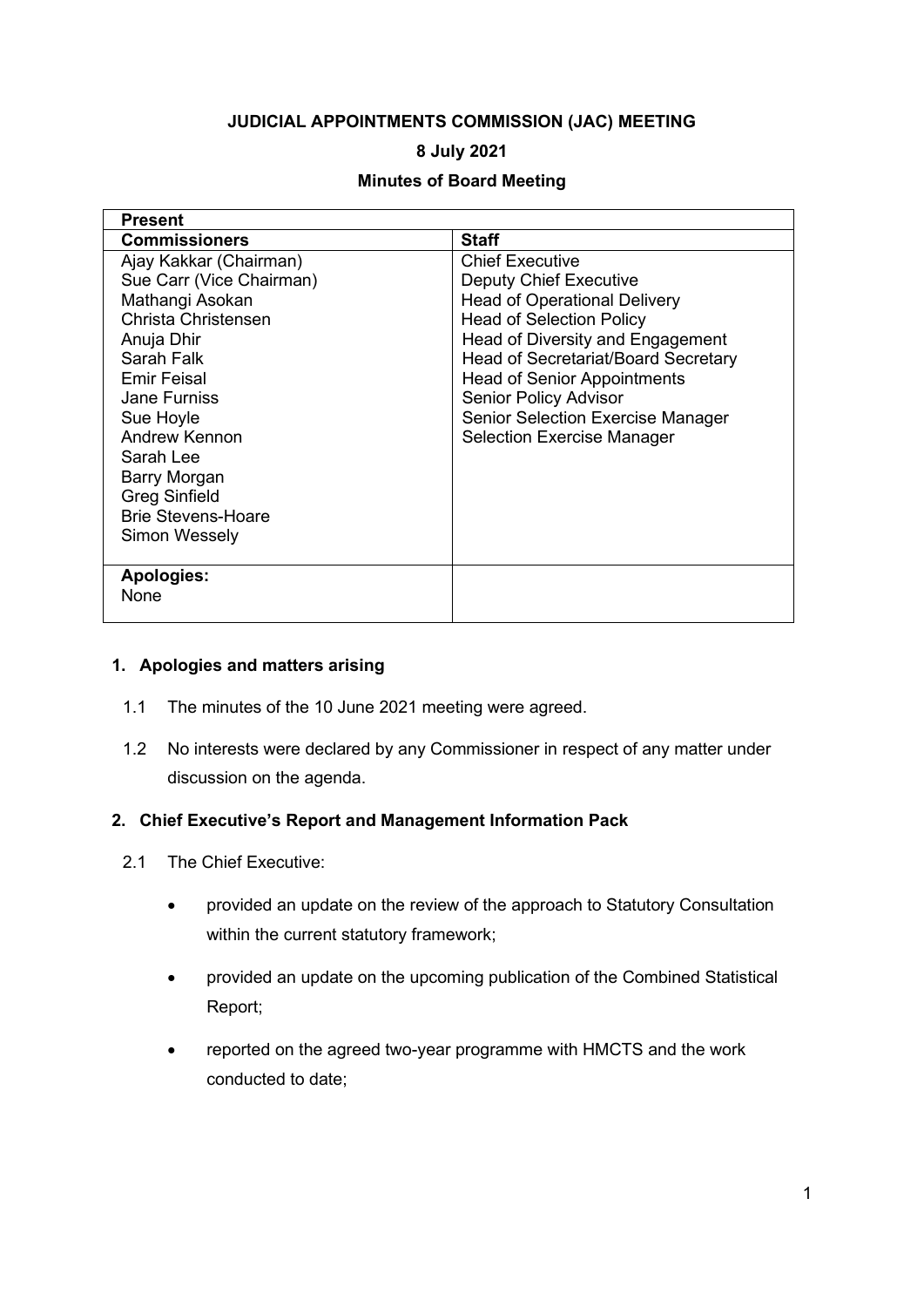**JUDICIAL APPOINTMENTS COMMISSION (JAC) MEETING**

**8 July 2021**

**Minutes of Board Meeting**

| **Present** | |
|---|---|
| **Commissioners** | **Staff** |
| Ajay Kakkar (Chairman)<br>Sue Carr (Vice Chairman)<br>Mathangi Asokan<br>Christa Christensen<br>Anuja Dhir<br>Sarah Falk<br>Emir Feisal<br>Jane Furniss<br>Sue Hoyle<br>Andrew Kennon<br>Sarah Lee<br>Barry Morgan<br>Greg Sinfield<br>Brie Stevens-Hoare<br>Simon Wessely | Chief Executive<br>Deputy Chief Executive<br>Head of Operational Delivery<br>Head of Selection Policy<br>Head of Diversity and Engagement<br>Head of Secretariat/Board Secretary<br>Head of Senior Appointments<br>Senior Policy Advisor<br>Senior Selection Exercise Manager<br>Selection Exercise Manager |
| **Apologies:**<br>None | |

**1. Apologies and matters arising**

1.1 The minutes of the 10 June 2021 meeting were agreed.

1.2 No interests were declared by any Commissioner in respect of any matter under discussion on the agenda.

**2. Chief Executive's Report and Management Information Pack**

2.1 The Chief Executive:

- provided an update on the review of the approach to Statutory Consultation within the current statutory framework;
- provided an update on the upcoming publication of the Combined Statistical Report;
- reported on the agreed two-year programme with HMCTS and the work conducted to date;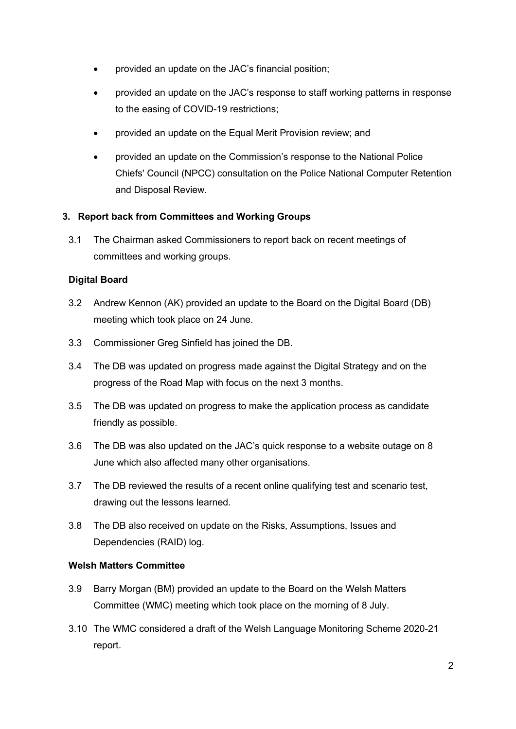- provided an update on the JAC's financial position;
- provided an update on the JAC's response to staff working patterns in response to the easing of COVID-19 restrictions;
- provided an update on the Equal Merit Provision review; and
- provided an update on the Commission's response to the National Police Chiefs' Council (NPCC) consultation on the Police National Computer Retention and Disposal Review.

## 3. Report back from Committees and Working Groups

3.1 The Chairman asked Commissioners to report back on recent meetings of committees and working groups.

### Digital Board

3.2 Andrew Kennon (AK) provided an update to the Board on the Digital Board (DB) meeting which took place on 24 June.

3.3 Commissioner Greg Sinfield has joined the DB.

3.4 The DB was updated on progress made against the Digital Strategy and on the progress of the Road Map with focus on the next 3 months.

3.5 The DB was updated on progress to make the application process as candidate friendly as possible.

3.6 The DB was also updated on the JAC's quick response to a website outage on 8 June which also affected many other organisations.

3.7 The DB reviewed the results of a recent online qualifying test and scenario test, drawing out the lessons learned.

3.8 The DB also received on update on the Risks, Assumptions, Issues and Dependencies (RAID) log.

### Welsh Matters Committee

3.9 Barry Morgan (BM) provided an update to the Board on the Welsh Matters Committee (WMC) meeting which took place on the morning of 8 July.

3.10 The WMC considered a draft of the Welsh Language Monitoring Scheme 2020-21 report.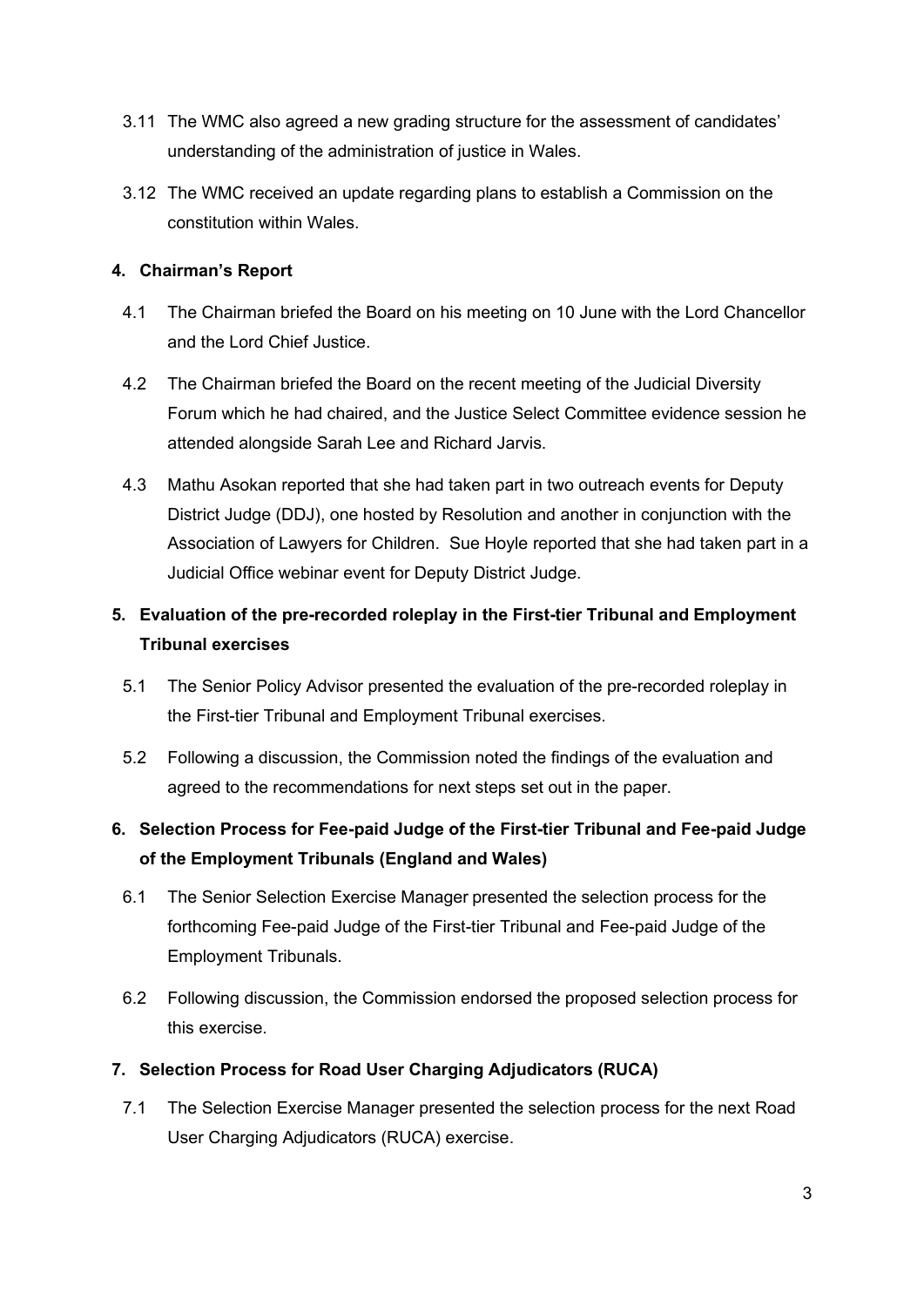3.11 The WMC also agreed a new grading structure for the assessment of candidates' understanding of the administration of justice in Wales.

3.12 The WMC received an update regarding plans to establish a Commission on the constitution within Wales.

**4. Chairman's Report**

4.1 The Chairman briefed the Board on his meeting on 10 June with the Lord Chancellor and the Lord Chief Justice.

4.2 The Chairman briefed the Board on the recent meeting of the Judicial Diversity Forum which he had chaired, and the Justice Select Committee evidence session he attended alongside Sarah Lee and Richard Jarvis.

4.3 Mathu Asokan reported that she had taken part in two outreach events for Deputy District Judge (DDJ), one hosted by Resolution and another in conjunction with the Association of Lawyers for Children. Sue Hoyle reported that she had taken part in a Judicial Office webinar event for Deputy District Judge.

**5. Evaluation of the pre-recorded roleplay in the First-tier Tribunal and Employment Tribunal exercises**

5.1 The Senior Policy Advisor presented the evaluation of the pre-recorded roleplay in the First-tier Tribunal and Employment Tribunal exercises.

5.2 Following a discussion, the Commission noted the findings of the evaluation and agreed to the recommendations for next steps set out in the paper.

**6. Selection Process for Fee-paid Judge of the First-tier Tribunal and Fee-paid Judge of the Employment Tribunals (England and Wales)**

6.1 The Senior Selection Exercise Manager presented the selection process for the forthcoming Fee-paid Judge of the First-tier Tribunal and Fee-paid Judge of the Employment Tribunals.

6.2 Following discussion, the Commission endorsed the proposed selection process for this exercise.

**7. Selection Process for Road User Charging Adjudicators (RUCA)**

7.1 The Selection Exercise Manager presented the selection process for the next Road User Charging Adjudicators (RUCA) exercise.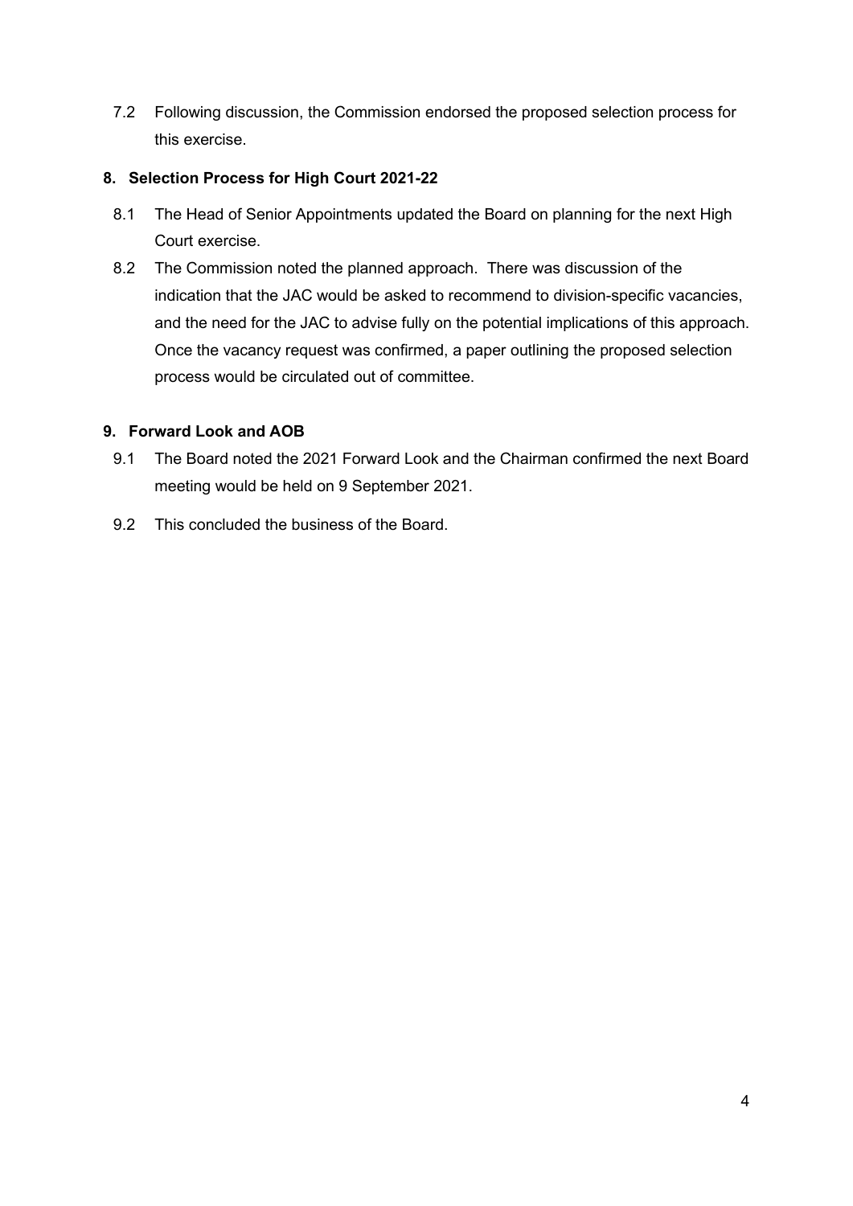7.2 Following discussion, the Commission endorsed the proposed selection process for this exercise.

**8. Selection Process for High Court 2021-22**

8.1 The Head of Senior Appointments updated the Board on planning for the next High Court exercise.

8.2 The Commission noted the planned approach. There was discussion of the indication that the JAC would be asked to recommend to division-specific vacancies, and the need for the JAC to advise fully on the potential implications of this approach. Once the vacancy request was confirmed, a paper outlining the proposed selection process would be circulated out of committee.

**9. Forward Look and AOB**

9.1 The Board noted the 2021 Forward Look and the Chairman confirmed the next Board meeting would be held on 9 September 2021.

9.2 This concluded the business of the Board.